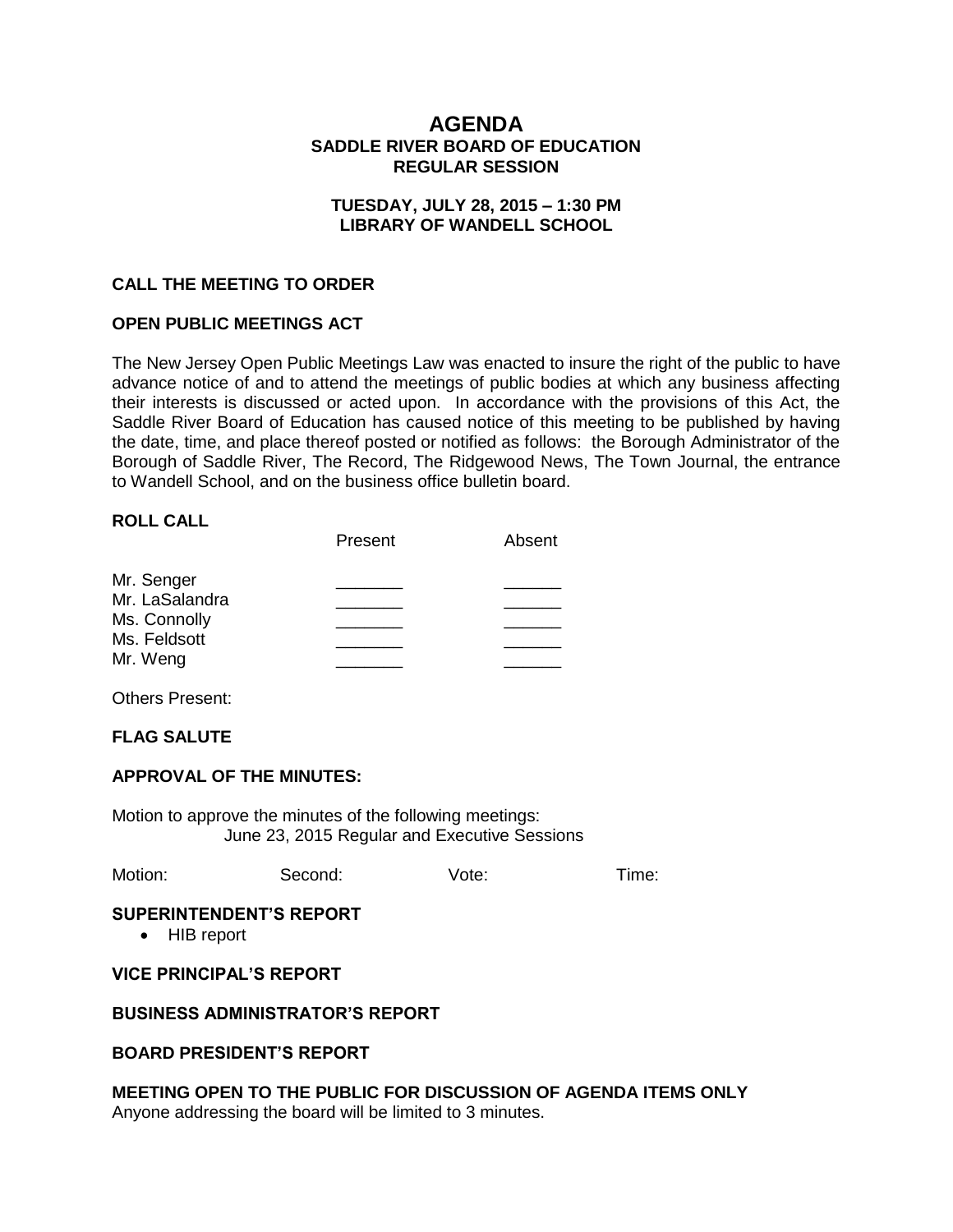# AGENDA
## SADDLE RIVER BOARD OF EDUCATION
## REGULAR SESSION

**TUESDAY, JULY 28, 2015 – 1:30 PM**
**LIBRARY OF WANDELL SCHOOL**

### CALL THE MEETING TO ORDER

### OPEN PUBLIC MEETINGS ACT

The New Jersey Open Public Meetings Law was enacted to insure the right of the public to have advance notice of and to attend the meetings of public bodies at which any business affecting their interests is discussed or acted upon. In accordance with the provisions of this Act, the Saddle River Board of Education has caused notice of this meeting to be published by having the date, time, and place thereof posted or notified as follows: the Borough Administrator of the Borough of Saddle River, The Record, The Ridgewood News, The Town Journal, the entrance to Wandell School, and on the business office bulletin board.

### ROLL CALL

| | Present | Absent |
|---|---|---|
| Mr. Senger | _______ | ______ |
| Mr. LaSalandra | _______ | ______ |
| Ms. Connolly | _______ | ______ |
| Ms. Feldsott | _______ | ______ |
| Mr. Weng | _______ | ______ |

Others Present:

### FLAG SALUTE

### APPROVAL OF THE MINUTES:

Motion to approve the minutes of the following meetings:
June 23, 2015 Regular and Executive Sessions

Motion: Second: Vote: Time:

### SUPERINTENDENT'S REPORT

- HIB report

### VICE PRINCIPAL'S REPORT

### BUSINESS ADMINISTRATOR'S REPORT

### BOARD PRESIDENT'S REPORT

### MEETING OPEN TO THE PUBLIC FOR DISCUSSION OF AGENDA ITEMS ONLY

Anyone addressing the board will be limited to 3 minutes.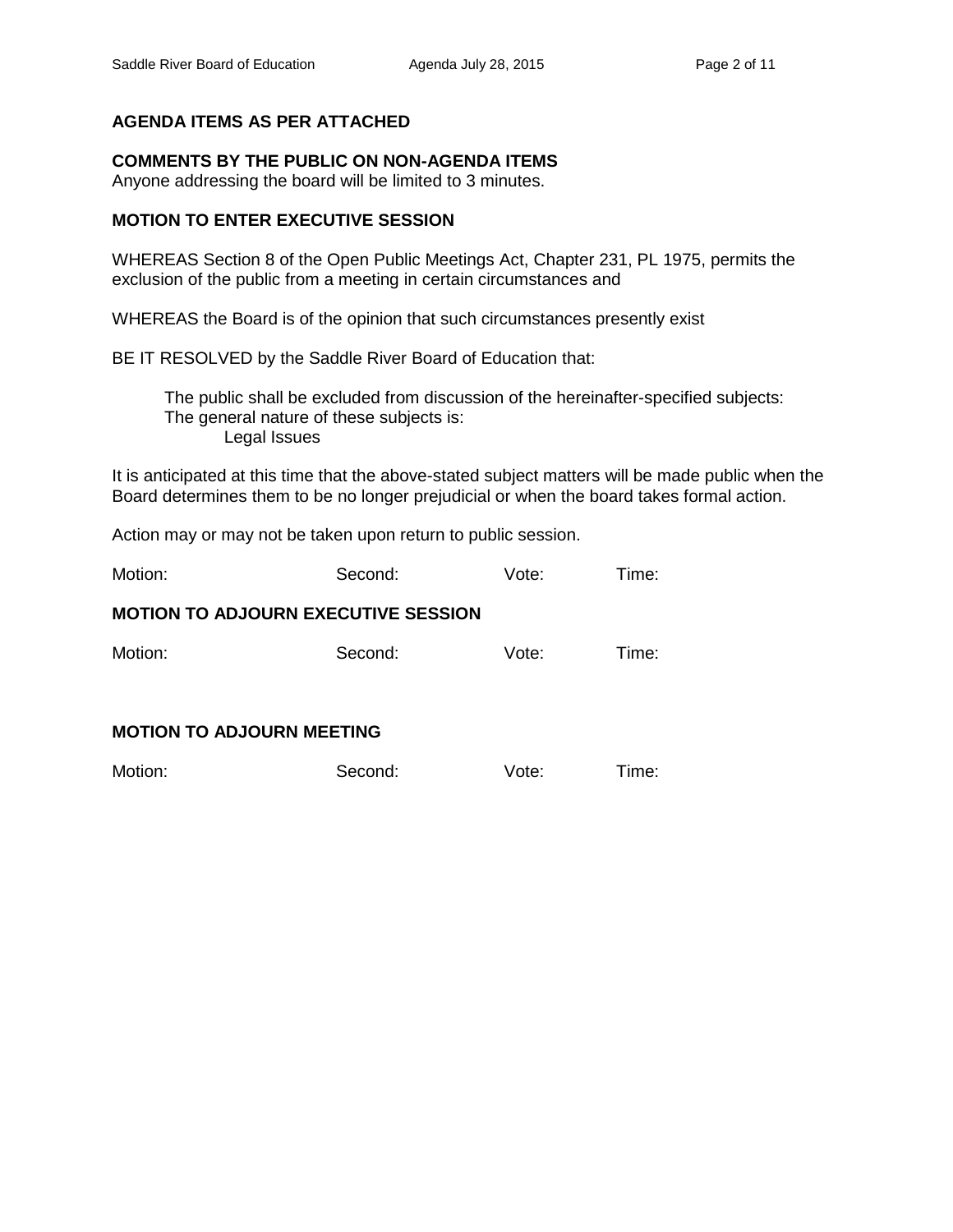## AGENDA ITEMS AS PER ATTACHED

## COMMENTS BY THE PUBLIC ON NON-AGENDA ITEMS

Anyone addressing the board will be limited to 3 minutes.

## MOTION TO ENTER EXECUTIVE SESSION

WHEREAS Section 8 of the Open Public Meetings Act, Chapter 231, PL 1975, permits the exclusion of the public from a meeting in certain circumstances and

WHEREAS the Board is of the opinion that such circumstances presently exist

BE IT RESOLVED by the Saddle River Board of Education that:

> The public shall be excluded from discussion of the hereinafter-specified subjects:
> The general nature of these subjects is:
> > Legal Issues

It is anticipated at this time that the above-stated subject matters will be made public when the Board determines them to be no longer prejudicial or when the board takes formal action.

Action may or may not be taken upon return to public session.

Motion: Second: Vote: Time:

## MOTION TO ADJOURN EXECUTIVE SESSION

Motion: Second: Vote: Time:

## MOTION TO ADJOURN MEETING

Motion: Second: Vote: Time: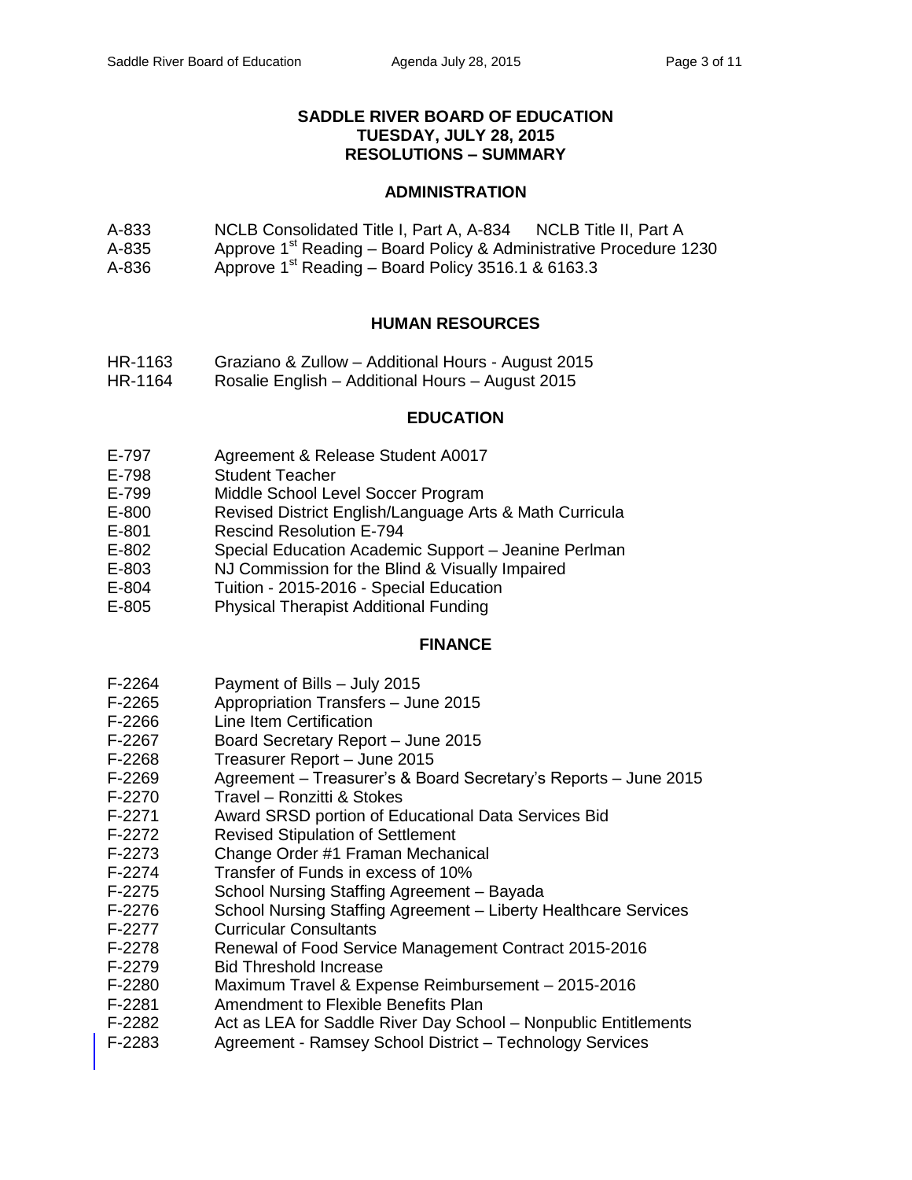# SADDLE RIVER BOARD OF EDUCATION
## TUESDAY, JULY 28, 2015
## RESOLUTIONS – SUMMARY

### ADMINISTRATION

| | |
|---|---|
| A-833 | NCLB Consolidated Title I, Part A, A-834 NCLB Title II, Part A |
| A-835 | Approve 1st Reading – Board Policy & Administrative Procedure 1230 |
| A-836 | Approve 1st Reading – Board Policy 3516.1 & 6163.3 |

### HUMAN RESOURCES

| | |
|---|---|
| HR-1163 | Graziano & Zullow – Additional Hours - August 2015 |
| HR-1164 | Rosalie English – Additional Hours – August 2015 |

### EDUCATION

| | |
|---|---|
| E-797 | Agreement & Release Student A0017 |
| E-798 | Student Teacher |
| E-799 | Middle School Level Soccer Program |
| E-800 | Revised District English/Language Arts & Math Curricula |
| E-801 | Rescind Resolution E-794 |
| E-802 | Special Education Academic Support – Jeanine Perlman |
| E-803 | NJ Commission for the Blind & Visually Impaired |
| E-804 | Tuition - 2015-2016 - Special Education |
| E-805 | Physical Therapist Additional Funding |

### FINANCE

| | |
|---|---|
| F-2264 | Payment of Bills – July 2015 |
| F-2265 | Appropriation Transfers – June 2015 |
| F-2266 | Line Item Certification |
| F-2267 | Board Secretary Report – June 2015 |
| F-2268 | Treasurer Report – June 2015 |
| F-2269 | Agreement – Treasurer's & Board Secretary's Reports – June 2015 |
| F-2270 | Travel – Ronzitti & Stokes |
| F-2271 | Award SRSD portion of Educational Data Services Bid |
| F-2272 | Revised Stipulation of Settlement |
| F-2273 | Change Order #1 Framan Mechanical |
| F-2274 | Transfer of Funds in excess of 10% |
| F-2275 | School Nursing Staffing Agreement – Bayada |
| F-2276 | School Nursing Staffing Agreement – Liberty Healthcare Services |
| F-2277 | Curricular Consultants |
| F-2278 | Renewal of Food Service Management Contract 2015-2016 |
| F-2279 | Bid Threshold Increase |
| F-2280 | Maximum Travel & Expense Reimbursement – 2015-2016 |
| F-2281 | Amendment to Flexible Benefits Plan |
| F-2282 | Act as LEA for Saddle River Day School – Nonpublic Entitlements |
| F-2283 | Agreement - Ramsey School District – Technology Services |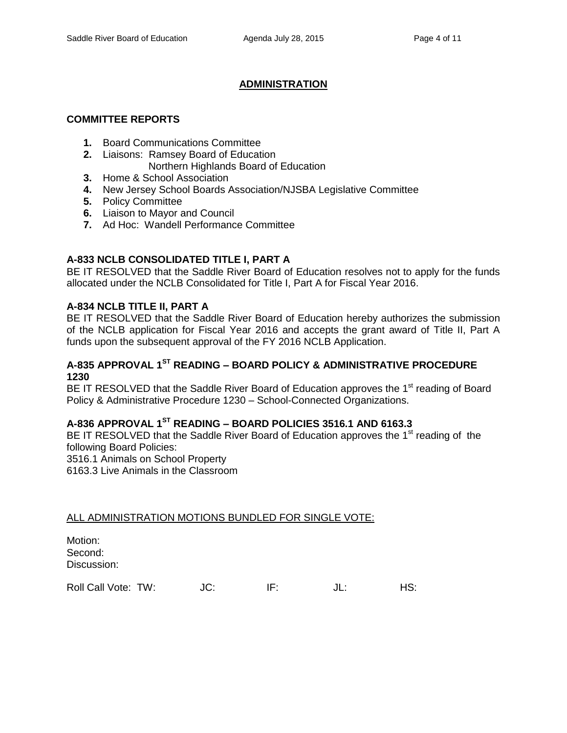## ADMINISTRATION

### COMMITTEE REPORTS

1. Board Communications Committee
2. Liaisons: Ramsey Board of Education
   Northern Highlands Board of Education
3. Home & School Association
4. New Jersey School Boards Association/NJSBA Legislative Committee
5. Policy Committee
6. Liaison to Mayor and Council
7. Ad Hoc: Wandell Performance Committee

**A-833 NCLB CONSOLIDATED TITLE I, PART A**
BE IT RESOLVED that the Saddle River Board of Education resolves not to apply for the funds allocated under the NCLB Consolidated for Title I, Part A for Fiscal Year 2016.

**A-834 NCLB TITLE II, PART A**
BE IT RESOLVED that the Saddle River Board of Education hereby authorizes the submission of the NCLB application for Fiscal Year 2016 and accepts the grant award of Title II, Part A funds upon the subsequent approval of the FY 2016 NCLB Application.

**A-835 APPROVAL 1ST READING – BOARD POLICY & ADMINISTRATIVE PROCEDURE 1230**
BE IT RESOLVED that the Saddle River Board of Education approves the 1st reading of Board Policy & Administrative Procedure 1230 – School-Connected Organizations.

**A-836 APPROVAL 1ST READING – BOARD POLICIES 3516.1 AND 6163.3**
BE IT RESOLVED that the Saddle River Board of Education approves the 1st reading of the following Board Policies:
3516.1 Animals on School Property
6163.3 Live Animals in the Classroom

ALL ADMINISTRATION MOTIONS BUNDLED FOR SINGLE VOTE:

Motion:
Second:
Discussion:

Roll Call Vote: TW: JC: IF: JL: HS: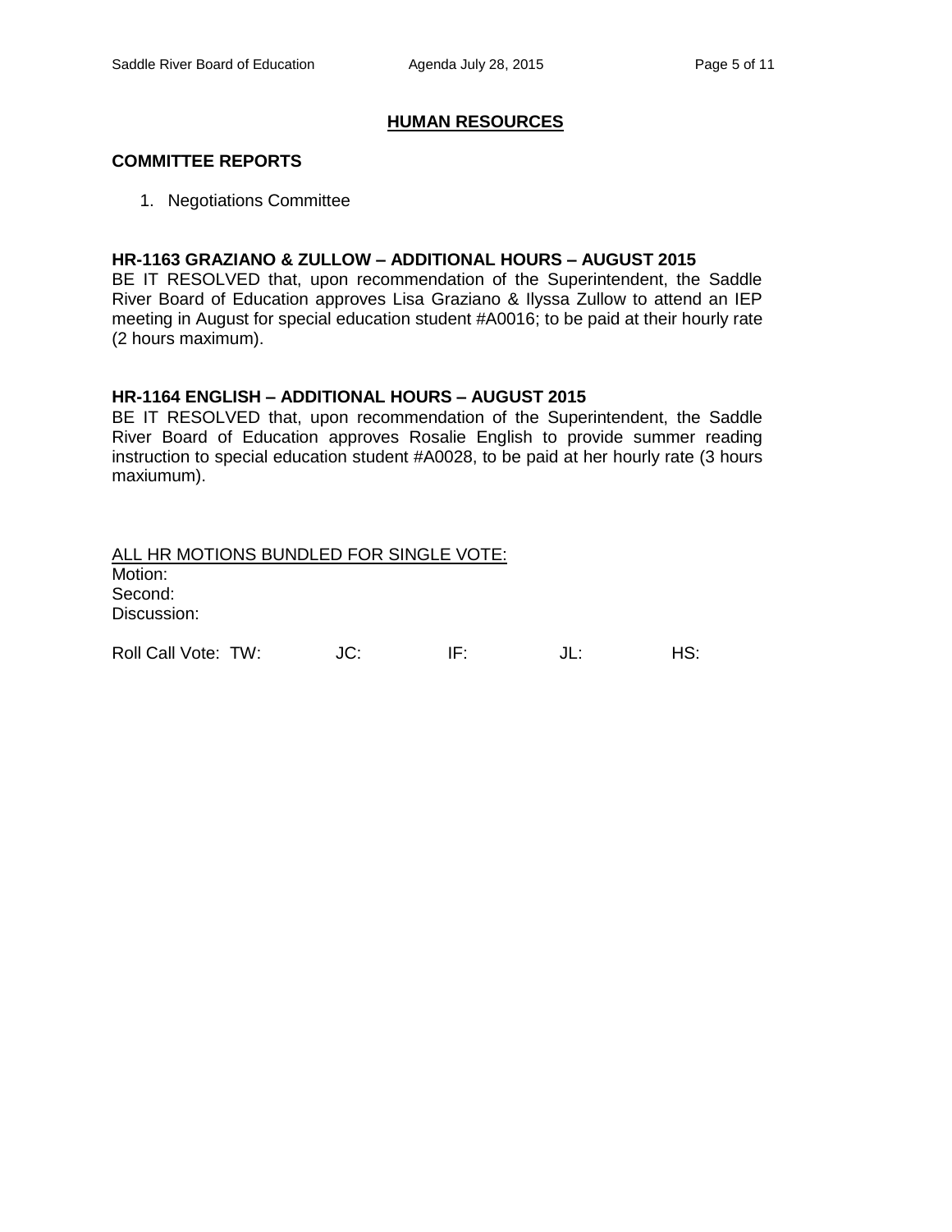## HUMAN RESOURCES

**COMMITTEE REPORTS**

1. Negotiations Committee

**HR-1163 GRAZIANO & ZULLOW – ADDITIONAL HOURS – AUGUST 2015**

BE IT RESOLVED that, upon recommendation of the Superintendent, the Saddle River Board of Education approves Lisa Graziano & Ilyssa Zullow to attend an IEP meeting in August for special education student #A0016; to be paid at their hourly rate (2 hours maximum).

**HR-1164 ENGLISH – ADDITIONAL HOURS – AUGUST 2015**

BE IT RESOLVED that, upon recommendation of the Superintendent, the Saddle River Board of Education approves Rosalie English to provide summer reading instruction to special education student #A0028, to be paid at her hourly rate (3 hours maxiumum).

<u>ALL HR MOTIONS BUNDLED FOR SINGLE VOTE:</u>

Motion:

Second:

Discussion:

Roll Call Vote: TW: JC: IF: JL: HS: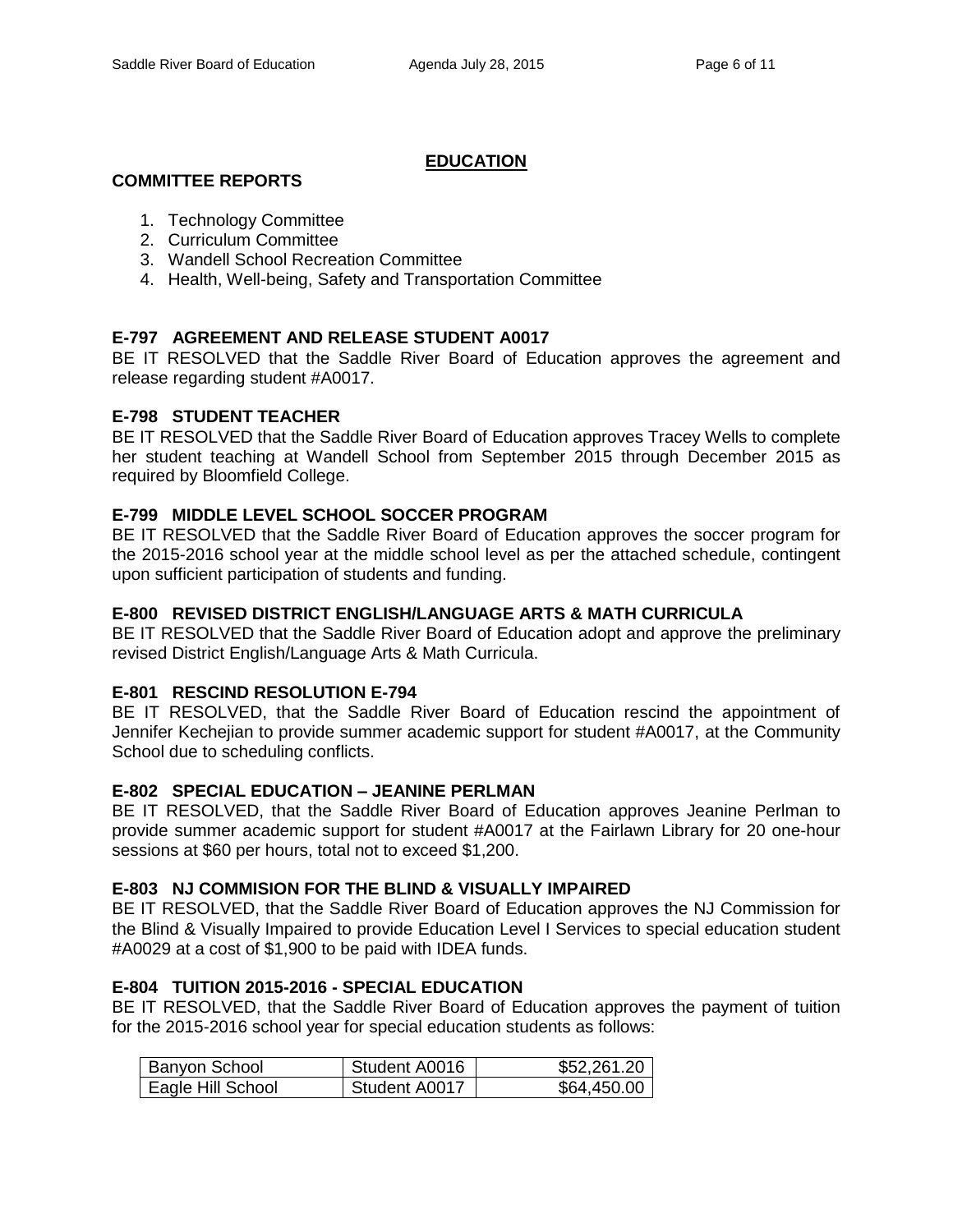## EDUCATION

### COMMITTEE REPORTS

1. Technology Committee
2. Curriculum Committee
3. Wandell School Recreation Committee
4. Health, Well-being, Safety and Transportation Committee

### E-797 AGREEMENT AND RELEASE STUDENT A0017

BE IT RESOLVED that the Saddle River Board of Education approves the agreement and release regarding student #A0017.

### E-798 STUDENT TEACHER

BE IT RESOLVED that the Saddle River Board of Education approves Tracey Wells to complete her student teaching at Wandell School from September 2015 through December 2015 as required by Bloomfield College.

### E-799 MIDDLE LEVEL SCHOOL SOCCER PROGRAM

BE IT RESOLVED that the Saddle River Board of Education approves the soccer program for the 2015-2016 school year at the middle school level as per the attached schedule, contingent upon sufficient participation of students and funding.

### E-800 REVISED DISTRICT ENGLISH/LANGUAGE ARTS & MATH CURRICULA

BE IT RESOLVED that the Saddle River Board of Education adopt and approve the preliminary revised District English/Language Arts & Math Curricula.

### E-801 RESCIND RESOLUTION E-794

BE IT RESOLVED, that the Saddle River Board of Education rescind the appointment of Jennifer Kechejian to provide summer academic support for student #A0017, at the Community School due to scheduling conflicts.

### E-802 SPECIAL EDUCATION – JEANINE PERLMAN

BE IT RESOLVED, that the Saddle River Board of Education approves Jeanine Perlman to provide summer academic support for student #A0017 at the Fairlawn Library for 20 one-hour sessions at $60 per hours, total not to exceed $1,200.

### E-803 NJ COMMISION FOR THE BLIND & VISUALLY IMPAIRED

BE IT RESOLVED, that the Saddle River Board of Education approves the NJ Commission for the Blind & Visually Impaired to provide Education Level I Services to special education student #A0029 at a cost of $1,900 to be paid with IDEA funds.

### E-804 TUITION 2015-2016 - SPECIAL EDUCATION

BE IT RESOLVED, that the Saddle River Board of Education approves the payment of tuition for the 2015-2016 school year for special education students as follows:

| | | |
|---|---|---|
| Banyon School | Student A0016 | $52,261.20 |
| Eagle Hill School | Student A0017 | $64,450.00 |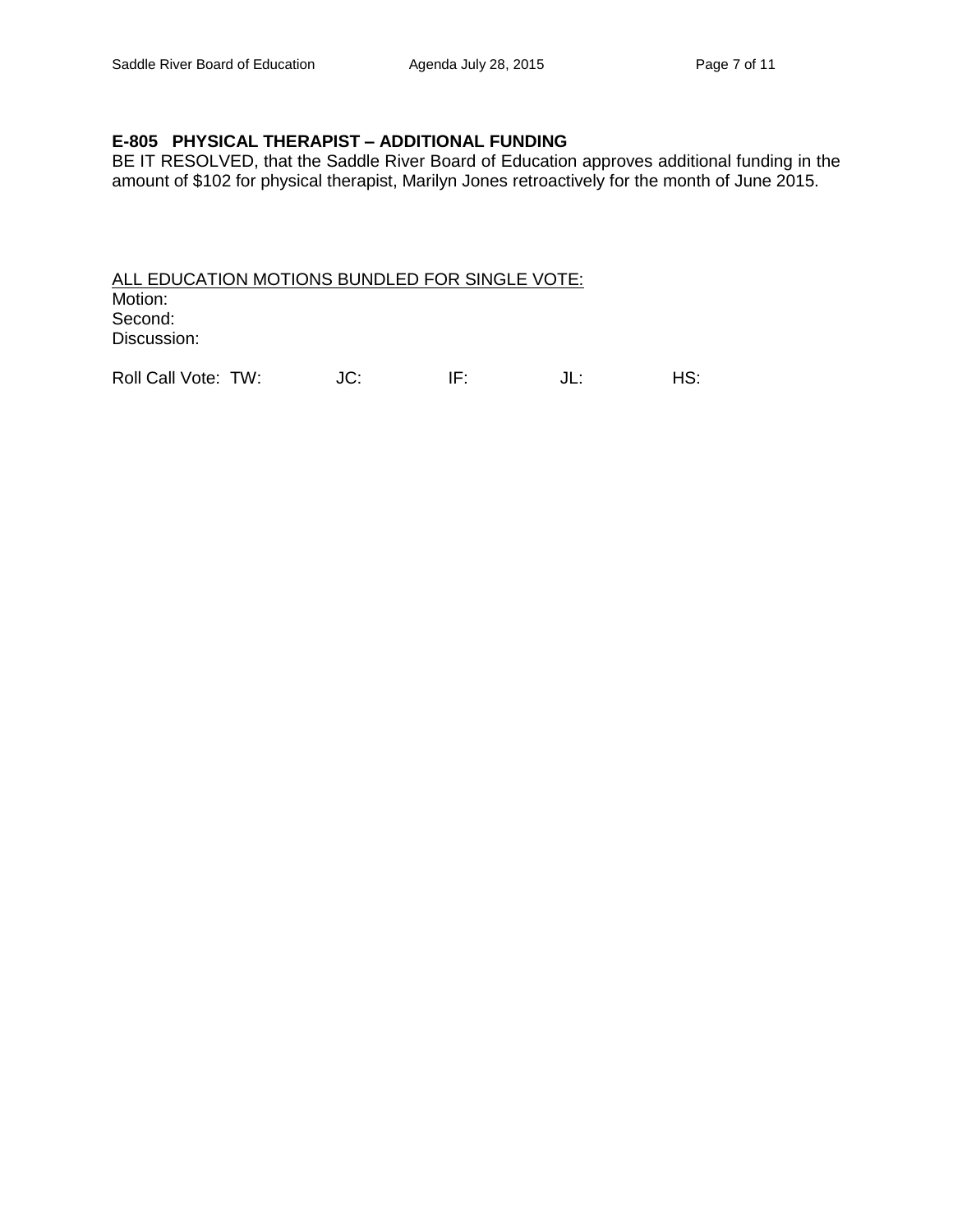**E-805 PHYSICAL THERAPIST – ADDITIONAL FUNDING**

BE IT RESOLVED, that the Saddle River Board of Education approves additional funding in the amount of $102 for physical therapist, Marilyn Jones retroactively for the month of June 2015.

<u>ALL EDUCATION MOTIONS BUNDLED FOR SINGLE VOTE:</u>

Motion:
Second:
Discussion:

Roll Call Vote: TW: JC: IF: JL: HS: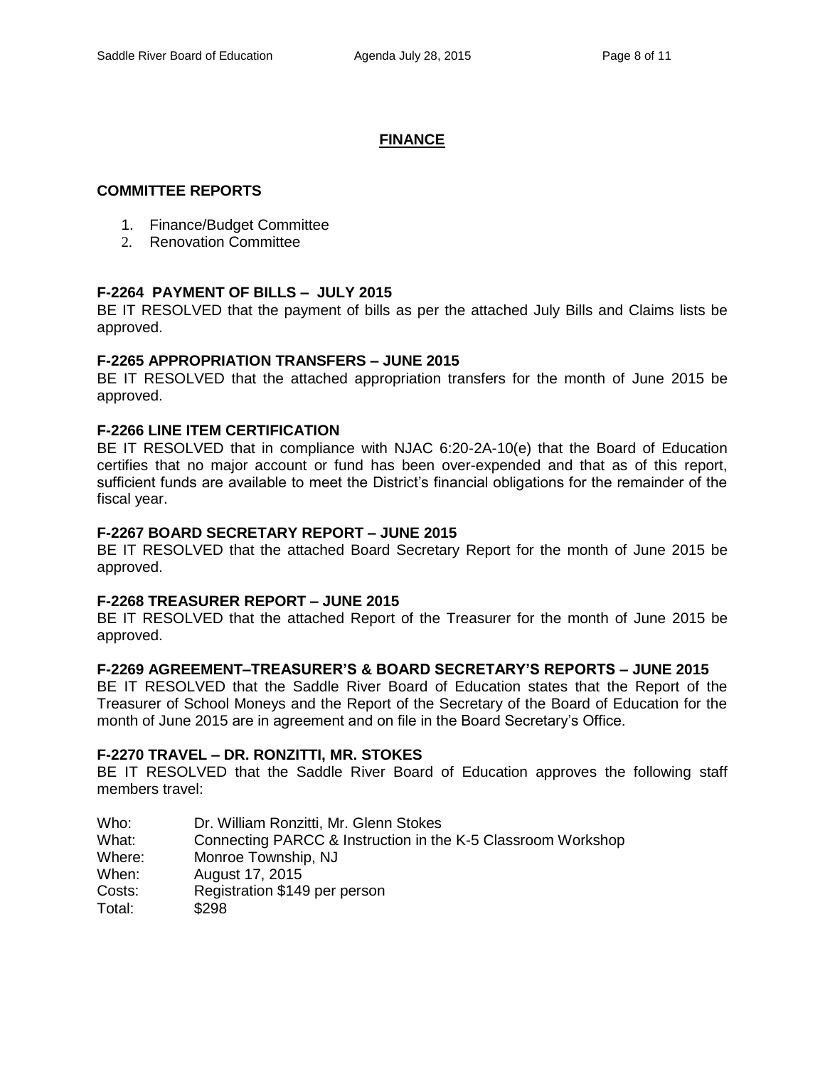# FINANCE

## COMMITTEE REPORTS

1. Finance/Budget Committee
2. Renovation Committee

**F-2264 PAYMENT OF BILLS – JULY 2015**
BE IT RESOLVED that the payment of bills as per the attached July Bills and Claims lists be approved.

**F-2265 APPROPRIATION TRANSFERS – JUNE 2015**
BE IT RESOLVED that the attached appropriation transfers for the month of June 2015 be approved.

**F-2266 LINE ITEM CERTIFICATION**
BE IT RESOLVED that in compliance with NJAC 6:20-2A-10(e) that the Board of Education certifies that no major account or fund has been over-expended and that as of this report, sufficient funds are available to meet the District's financial obligations for the remainder of the fiscal year.

**F-2267 BOARD SECRETARY REPORT – JUNE 2015**
BE IT RESOLVED that the attached Board Secretary Report for the month of June 2015 be approved.

**F-2268 TREASURER REPORT – JUNE 2015**
BE IT RESOLVED that the attached Report of the Treasurer for the month of June 2015 be approved.

**F-2269 AGREEMENT–TREASURER'S & BOARD SECRETARY'S REPORTS – JUNE 2015**
BE IT RESOLVED that the Saddle River Board of Education states that the Report of the Treasurer of School Moneys and the Report of the Secretary of the Board of Education for the month of June 2015 are in agreement and on file in the Board Secretary's Office.

**F-2270 TRAVEL – DR. RONZITTI, MR. STOKES**
BE IT RESOLVED that the Saddle River Board of Education approves the following staff members travel:

Who: Dr. William Ronzitti, Mr. Glenn Stokes
What: Connecting PARCC & Instruction in the K-5 Classroom Workshop
Where: Monroe Township, NJ
When: August 17, 2015
Costs: Registration $149 per person
Total: $298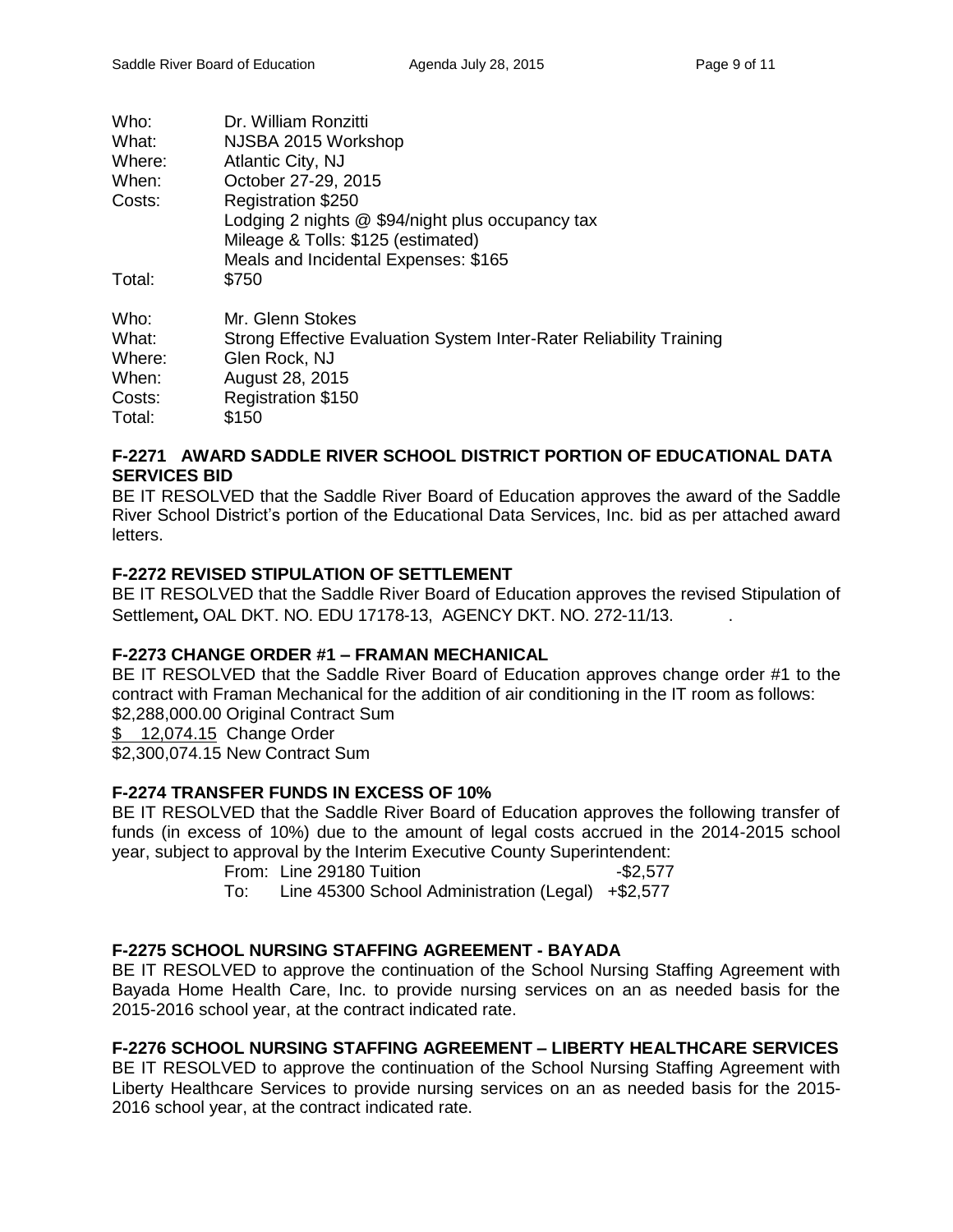Who: Dr. William Ronzitti
What: NJSBA 2015 Workshop
Where: Atlantic City, NJ
When: October 27-29, 2015
Costs: Registration $250
Lodging 2 nights @ $94/night plus occupancy tax
Mileage & Tolls: $125 (estimated)
Meals and Incidental Expenses: $165
Total: $750

Who: Mr. Glenn Stokes
What: Strong Effective Evaluation System Inter-Rater Reliability Training
Where: Glen Rock, NJ
When: August 28, 2015
Costs: Registration $150
Total: $150

**F-2271 AWARD SADDLE RIVER SCHOOL DISTRICT PORTION OF EDUCATIONAL DATA SERVICES BID**

BE IT RESOLVED that the Saddle River Board of Education approves the award of the Saddle River School District's portion of the Educational Data Services, Inc. bid as per attached award letters.

**F-2272 REVISED STIPULATION OF SETTLEMENT**

BE IT RESOLVED that the Saddle River Board of Education approves the revised Stipulation of Settlement**,** OAL DKT. NO. EDU 17178-13, AGENCY DKT. NO. 272-11/13.

**F-2273 CHANGE ORDER #1 – FRAMAN MECHANICAL**

BE IT RESOLVED that the Saddle River Board of Education approves change order #1 to the contract with Framan Mechanical for the addition of air conditioning in the IT room as follows:

$2,288,000.00 Original Contract Sum
$ 12,074.15 Change Order
$2,300,074.15 New Contract Sum

**F-2274 TRANSFER FUNDS IN EXCESS OF 10%**

BE IT RESOLVED that the Saddle River Board of Education approves the following transfer of funds (in excess of 10%) due to the amount of legal costs accrued in the 2014-2015 school year, subject to approval by the Interim Executive County Superintendent:

From: Line 29180 Tuition -$2,577
To: Line 45300 School Administration (Legal) +$2,577

**F-2275 SCHOOL NURSING STAFFING AGREEMENT - BAYADA**

BE IT RESOLVED to approve the continuation of the School Nursing Staffing Agreement with Bayada Home Health Care, Inc. to provide nursing services on an as needed basis for the 2015-2016 school year, at the contract indicated rate.

**F-2276 SCHOOL NURSING STAFFING AGREEMENT – LIBERTY HEALTHCARE SERVICES**

BE IT RESOLVED to approve the continuation of the School Nursing Staffing Agreement with Liberty Healthcare Services to provide nursing services on an as needed basis for the 2015-2016 school year, at the contract indicated rate.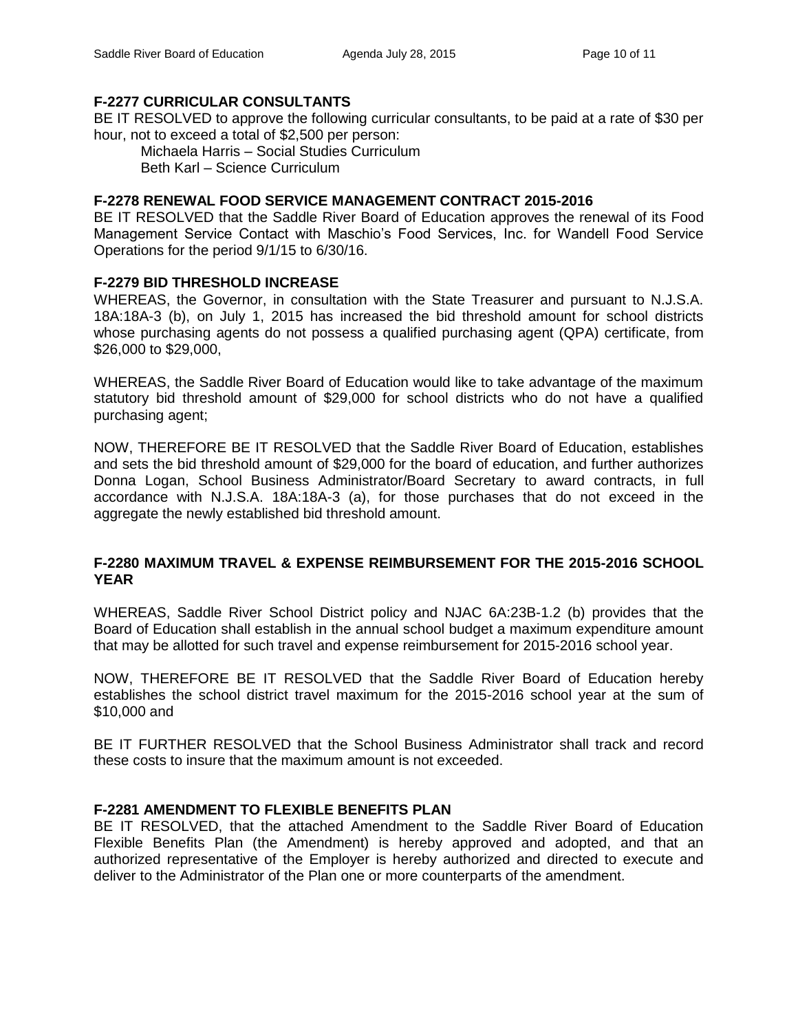**F-2277 CURRICULAR CONSULTANTS**

BE IT RESOLVED to approve the following curricular consultants, to be paid at a rate of $30 per hour, not to exceed a total of $2,500 per person:

Michaela Harris – Social Studies Curriculum
Beth Karl – Science Curriculum

**F-2278 RENEWAL FOOD SERVICE MANAGEMENT CONTRACT 2015-2016**

BE IT RESOLVED that the Saddle River Board of Education approves the renewal of its Food Management Service Contact with Maschio's Food Services, Inc. for Wandell Food Service Operations for the period 9/1/15 to 6/30/16.

**F-2279 BID THRESHOLD INCREASE**

WHEREAS, the Governor, in consultation with the State Treasurer and pursuant to N.J.S.A. 18A:18A-3 (b), on July 1, 2015 has increased the bid threshold amount for school districts whose purchasing agents do not possess a qualified purchasing agent (QPA) certificate, from $26,000 to $29,000,

WHEREAS, the Saddle River Board of Education would like to take advantage of the maximum statutory bid threshold amount of $29,000 for school districts who do not have a qualified purchasing agent;

NOW, THEREFORE BE IT RESOLVED that the Saddle River Board of Education, establishes and sets the bid threshold amount of $29,000 for the board of education, and further authorizes Donna Logan, School Business Administrator/Board Secretary to award contracts, in full accordance with N.J.S.A. 18A:18A-3 (a), for those purchases that do not exceed in the aggregate the newly established bid threshold amount.

**F-2280 MAXIMUM TRAVEL & EXPENSE REIMBURSEMENT FOR THE 2015-2016 SCHOOL YEAR**

WHEREAS, Saddle River School District policy and NJAC 6A:23B-1.2 (b) provides that the Board of Education shall establish in the annual school budget a maximum expenditure amount that may be allotted for such travel and expense reimbursement for 2015-2016 school year.

NOW, THEREFORE BE IT RESOLVED that the Saddle River Board of Education hereby establishes the school district travel maximum for the 2015-2016 school year at the sum of $10,000 and

BE IT FURTHER RESOLVED that the School Business Administrator shall track and record these costs to insure that the maximum amount is not exceeded.

**F-2281 AMENDMENT TO FLEXIBLE BENEFITS PLAN**

BE IT RESOLVED, that the attached Amendment to the Saddle River Board of Education Flexible Benefits Plan (the Amendment) is hereby approved and adopted, and that an authorized representative of the Employer is hereby authorized and directed to execute and deliver to the Administrator of the Plan one or more counterparts of the amendment.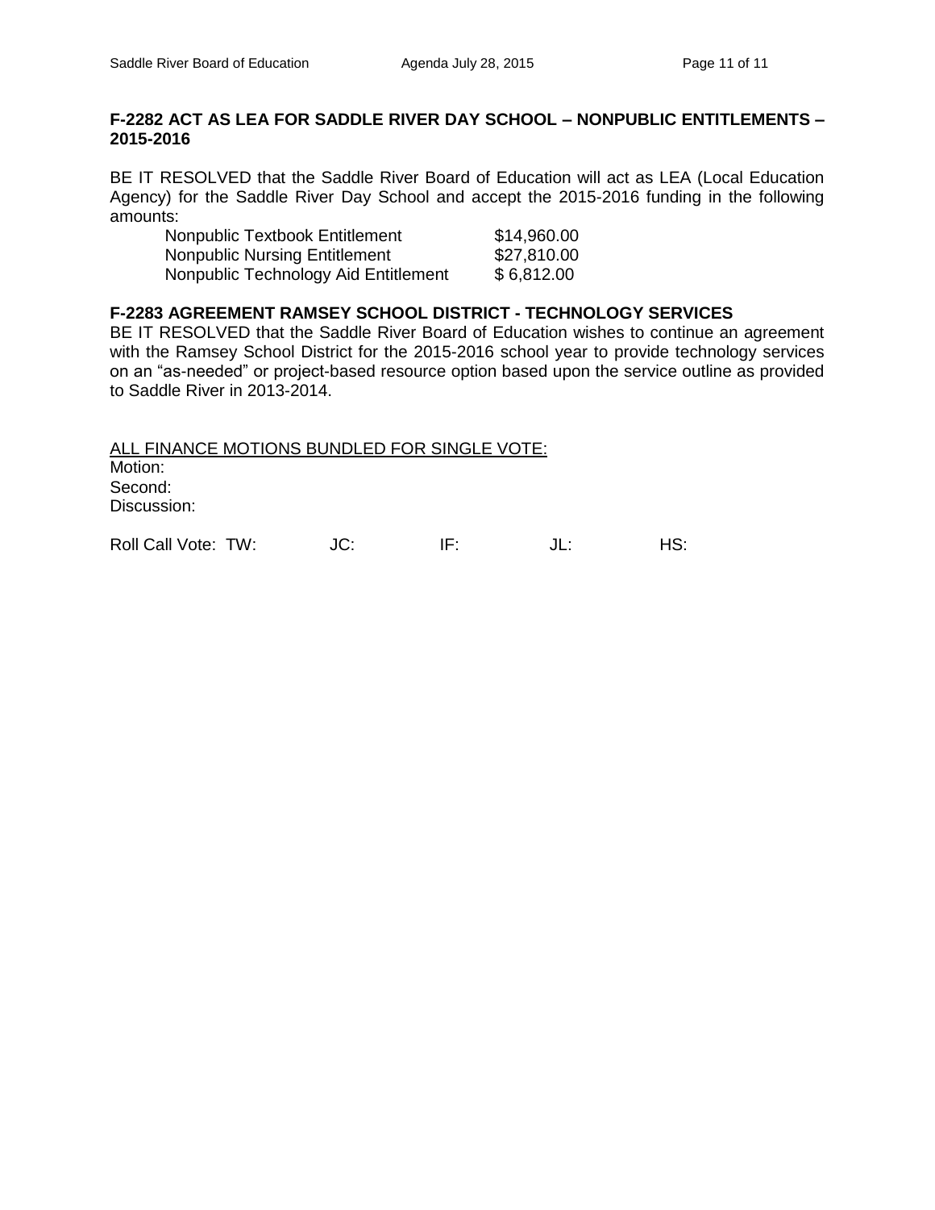**F-2282 ACT AS LEA FOR SADDLE RIVER DAY SCHOOL – NONPUBLIC ENTITLEMENTS – 2015-2016**

BE IT RESOLVED that the Saddle River Board of Education will act as LEA (Local Education Agency) for the Saddle River Day School and accept the 2015-2016 funding in the following amounts:

| | |
|---|---|
| Nonpublic Textbook Entitlement | $14,960.00 |
| Nonpublic Nursing Entitlement | $27,810.00 |
| Nonpublic Technology Aid Entitlement | $ 6,812.00 |

**F-2283 AGREEMENT RAMSEY SCHOOL DISTRICT - TECHNOLOGY SERVICES**

BE IT RESOLVED that the Saddle River Board of Education wishes to continue an agreement with the Ramsey School District for the 2015-2016 school year to provide technology services on an "as-needed" or project-based resource option based upon the service outline as provided to Saddle River in 2013-2014.

<u>ALL FINANCE MOTIONS BUNDLED FOR SINGLE VOTE:</u>

Motion:
Second:
Discussion:

Roll Call Vote: TW: JC: IF: JL: HS: